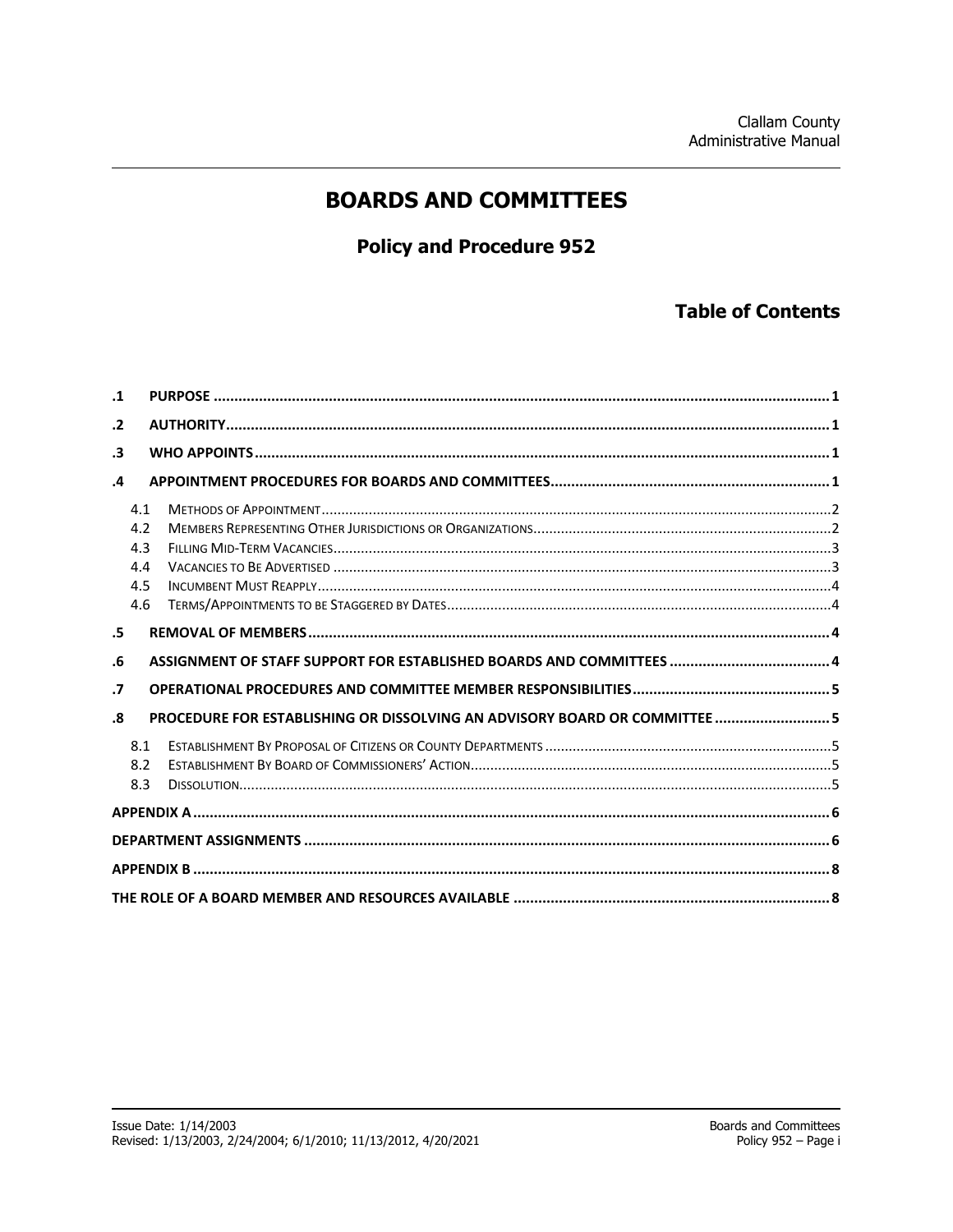Clallam County
Administrative Manual

# BOARDS AND COMMITTEES

## Policy and Procedure 952

### Table of Contents

- .1 PURPOSE ..... 1
- .2 AUTHORITY ..... 1
- .3 WHO APPOINTS ..... 1
- .4 APPOINTMENT PROCEDURES FOR BOARDS AND COMMITTEES ..... 1
  - 4.1 Methods of Appointment ..... 2
  - 4.2 Members Representing Other Jurisdictions or Organizations ..... 2
  - 4.3 Filling Mid-Term Vacancies ..... 3
  - 4.4 Vacancies to Be Advertised ..... 3
  - 4.5 Incumbent Must Reapply ..... 4
  - 4.6 Terms/Appointments to be Staggered by Dates ..... 4
- .5 REMOVAL OF MEMBERS ..... 4
- .6 ASSIGNMENT OF STAFF SUPPORT FOR ESTABLISHED BOARDS AND COMMITTEES ..... 4
- .7 OPERATIONAL PROCEDURES AND COMMITTEE MEMBER RESPONSIBILITIES ..... 5
- .8 PROCEDURE FOR ESTABLISHING OR DISSOLVING AN ADVISORY BOARD OR COMMITTEE ..... 5
  - 8.1 Establishment By Proposal of Citizens or County Departments ..... 5
  - 8.2 Establishment By Board of Commissioners' Action ..... 5
  - 8.3 Dissolution ..... 5
- APPENDIX A ..... 6
- DEPARTMENT ASSIGNMENTS ..... 6
- APPENDIX B ..... 8
- THE ROLE OF A BOARD MEMBER AND RESOURCES AVAILABLE ..... 8

Issue Date: 1/14/2003
Revised: 1/13/2003, 2/24/2004; 6/1/2010; 11/13/2012, 4/20/2021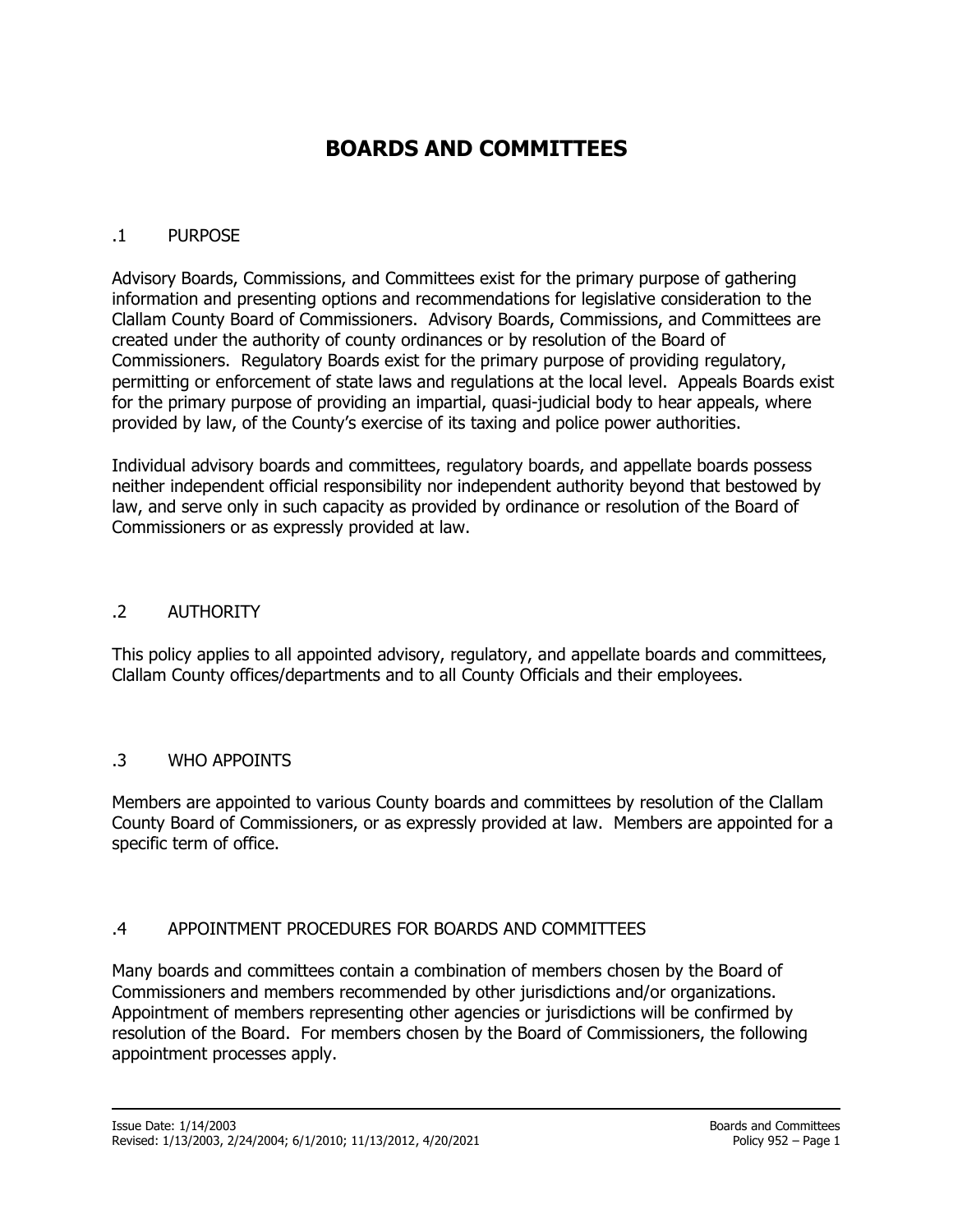# BOARDS AND COMMITTEES

## .1 PURPOSE

Advisory Boards, Commissions, and Committees exist for the primary purpose of gathering information and presenting options and recommendations for legislative consideration to the Clallam County Board of Commissioners. Advisory Boards, Commissions, and Committees are created under the authority of county ordinances or by resolution of the Board of Commissioners. Regulatory Boards exist for the primary purpose of providing regulatory, permitting or enforcement of state laws and regulations at the local level. Appeals Boards exist for the primary purpose of providing an impartial, quasi-judicial body to hear appeals, where provided by law, of the County's exercise of its taxing and police power authorities.

Individual advisory boards and committees, regulatory boards, and appellate boards possess neither independent official responsibility nor independent authority beyond that bestowed by law, and serve only in such capacity as provided by ordinance or resolution of the Board of Commissioners or as expressly provided at law.

## .2 AUTHORITY

This policy applies to all appointed advisory, regulatory, and appellate boards and committees, Clallam County offices/departments and to all County Officials and their employees.

## .3 WHO APPOINTS

Members are appointed to various County boards and committees by resolution of the Clallam County Board of Commissioners, or as expressly provided at law. Members are appointed for a specific term of office.

## .4 APPOINTMENT PROCEDURES FOR BOARDS AND COMMITTEES

Many boards and committees contain a combination of members chosen by the Board of Commissioners and members recommended by other jurisdictions and/or organizations. Appointment of members representing other agencies or jurisdictions will be confirmed by resolution of the Board. For members chosen by the Board of Commissioners, the following appointment processes apply.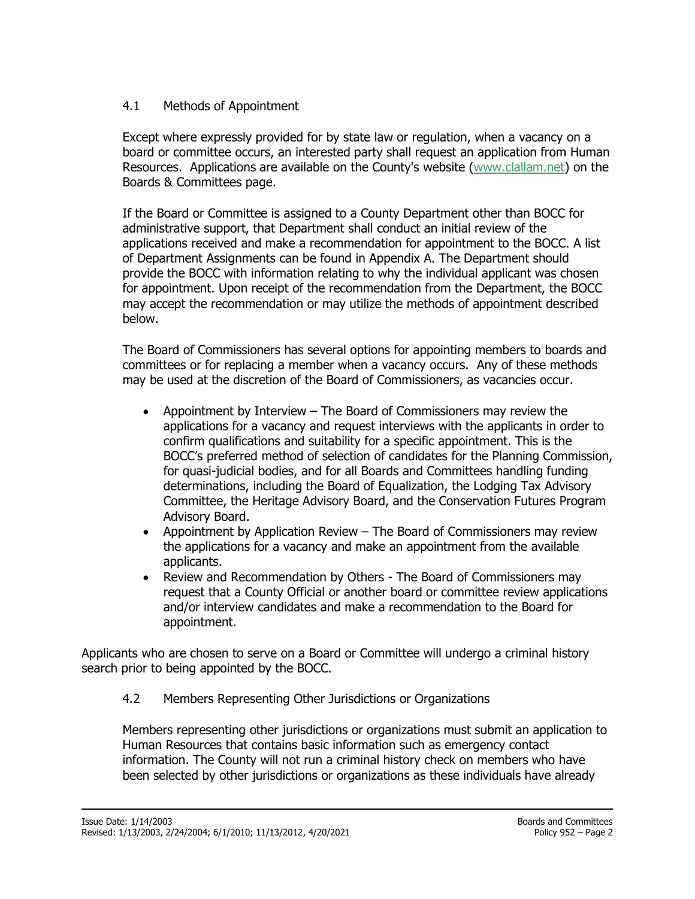### 4.1 Methods of Appointment

Except where expressly provided for by state law or regulation, when a vacancy on a board or committee occurs, an interested party shall request an application from Human Resources. Applications are available on the County's website ([www.clallam.net](www.clallam.net)) on the Boards & Committees page.

If the Board or Committee is assigned to a County Department other than BOCC for administrative support, that Department shall conduct an initial review of the applications received and make a recommendation for appointment to the BOCC. A list of Department Assignments can be found in Appendix A. The Department should provide the BOCC with information relating to why the individual applicant was chosen for appointment. Upon receipt of the recommendation from the Department, the BOCC may accept the recommendation or may utilize the methods of appointment described below.

The Board of Commissioners has several options for appointing members to boards and committees or for replacing a member when a vacancy occurs. Any of these methods may be used at the discretion of the Board of Commissioners, as vacancies occur.

- Appointment by Interview – The Board of Commissioners may review the applications for a vacancy and request interviews with the applicants in order to confirm qualifications and suitability for a specific appointment. This is the BOCC's preferred method of selection of candidates for the Planning Commission, for quasi-judicial bodies, and for all Boards and Committees handling funding determinations, including the Board of Equalization, the Lodging Tax Advisory Committee, the Heritage Advisory Board, and the Conservation Futures Program Advisory Board.
- Appointment by Application Review – The Board of Commissioners may review the applications for a vacancy and make an appointment from the available applicants.
- Review and Recommendation by Others - The Board of Commissioners may request that a County Official or another board or committee review applications and/or interview candidates and make a recommendation to the Board for appointment.

Applicants who are chosen to serve on a Board or Committee will undergo a criminal history search prior to being appointed by the BOCC.

### 4.2 Members Representing Other Jurisdictions or Organizations

Members representing other jurisdictions or organizations must submit an application to Human Resources that contains basic information such as emergency contact information. The County will not run a criminal history check on members who have been selected by other jurisdictions or organizations as these individuals have already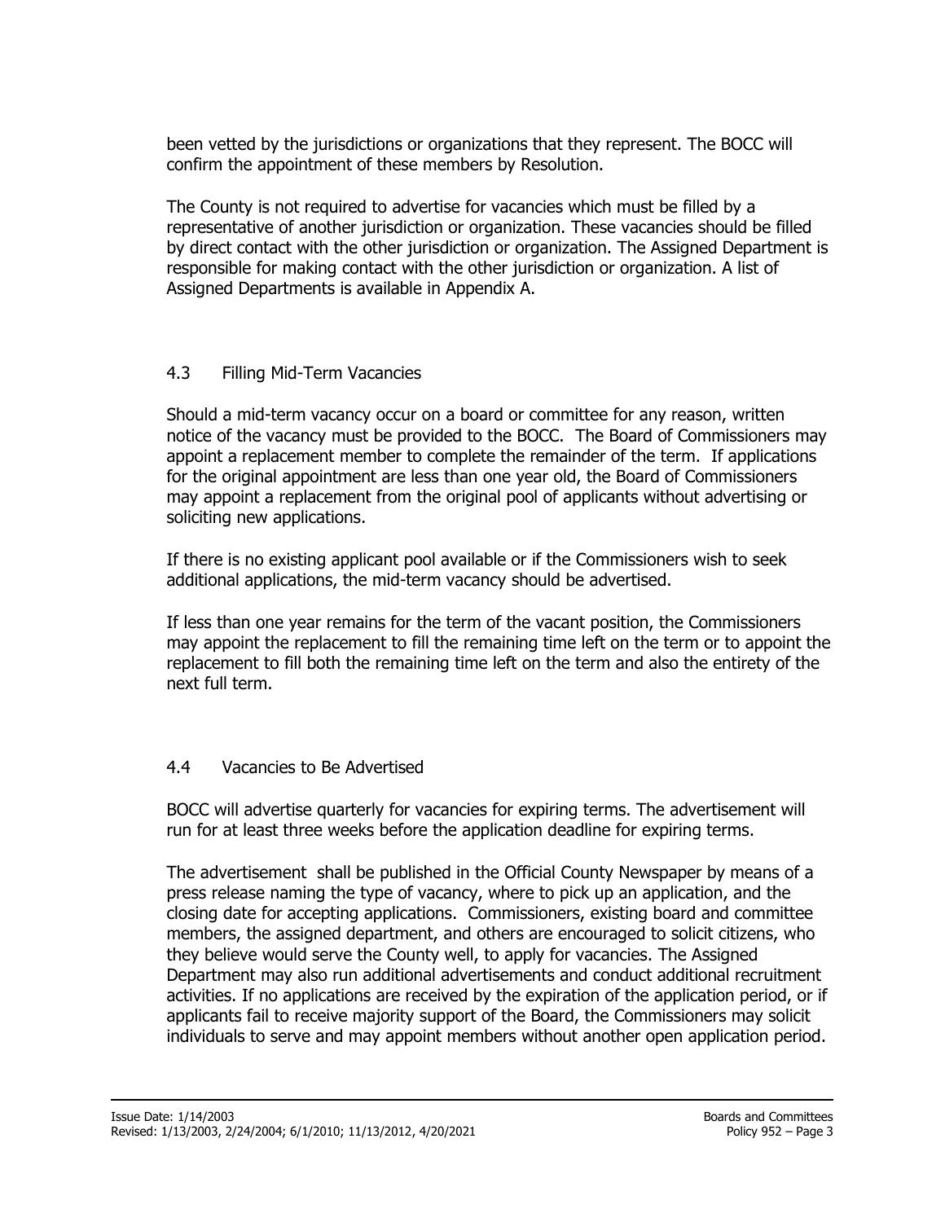been vetted by the jurisdictions or organizations that they represent. The BOCC will confirm the appointment of these members by Resolution.

The County is not required to advertise for vacancies which must be filled by a representative of another jurisdiction or organization. These vacancies should be filled by direct contact with the other jurisdiction or organization. The Assigned Department is responsible for making contact with the other jurisdiction or organization. A list of Assigned Departments is available in Appendix A.

### 4.3 Filling Mid-Term Vacancies

Should a mid-term vacancy occur on a board or committee for any reason, written notice of the vacancy must be provided to the BOCC. The Board of Commissioners may appoint a replacement member to complete the remainder of the term. If applications for the original appointment are less than one year old, the Board of Commissioners may appoint a replacement from the original pool of applicants without advertising or soliciting new applications.

If there is no existing applicant pool available or if the Commissioners wish to seek additional applications, the mid-term vacancy should be advertised.

If less than one year remains for the term of the vacant position, the Commissioners may appoint the replacement to fill the remaining time left on the term or to appoint the replacement to fill both the remaining time left on the term and also the entirety of the next full term.

### 4.4 Vacancies to Be Advertised

BOCC will advertise quarterly for vacancies for expiring terms. The advertisement will run for at least three weeks before the application deadline for expiring terms.

The advertisement shall be published in the Official County Newspaper by means of a press release naming the type of vacancy, where to pick up an application, and the closing date for accepting applications. Commissioners, existing board and committee members, the assigned department, and others are encouraged to solicit citizens, who they believe would serve the County well, to apply for vacancies. The Assigned Department may also run additional advertisements and conduct additional recruitment activities. If no applications are received by the expiration of the application period, or if applicants fail to receive majority support of the Board, the Commissioners may solicit individuals to serve and may appoint members without another open application period.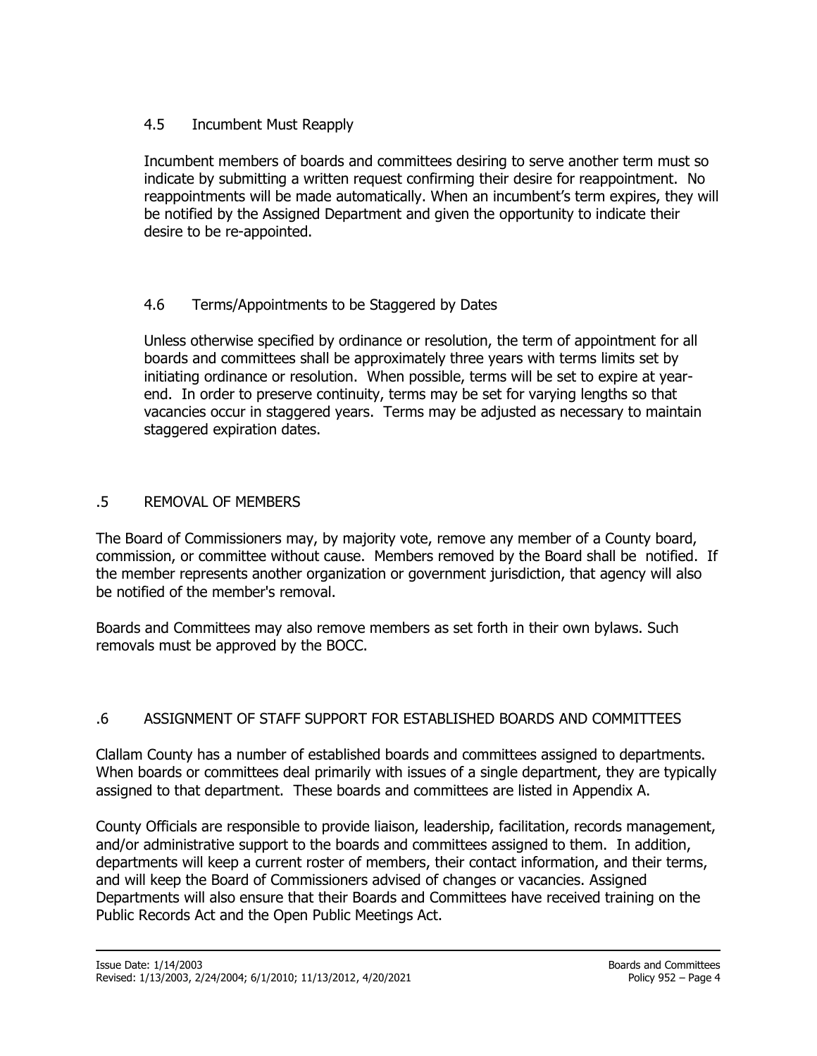### 4.5 Incumbent Must Reapply

Incumbent members of boards and committees desiring to serve another term must so indicate by submitting a written request confirming their desire for reappointment. No reappointments will be made automatically. When an incumbent's term expires, they will be notified by the Assigned Department and given the opportunity to indicate their desire to be re-appointed.

### 4.6 Terms/Appointments to be Staggered by Dates

Unless otherwise specified by ordinance or resolution, the term of appointment for all boards and committees shall be approximately three years with terms limits set by initiating ordinance or resolution. When possible, terms will be set to expire at year-end. In order to preserve continuity, terms may be set for varying lengths so that vacancies occur in staggered years. Terms may be adjusted as necessary to maintain staggered expiration dates.

## .5 REMOVAL OF MEMBERS

The Board of Commissioners may, by majority vote, remove any member of a County board, commission, or committee without cause. Members removed by the Board shall be notified. If the member represents another organization or government jurisdiction, that agency will also be notified of the member's removal.

Boards and Committees may also remove members as set forth in their own bylaws. Such removals must be approved by the BOCC.

## .6 ASSIGNMENT OF STAFF SUPPORT FOR ESTABLISHED BOARDS AND COMMITTEES

Clallam County has a number of established boards and committees assigned to departments. When boards or committees deal primarily with issues of a single department, they are typically assigned to that department. These boards and committees are listed in Appendix A.

County Officials are responsible to provide liaison, leadership, facilitation, records management, and/or administrative support to the boards and committees assigned to them. In addition, departments will keep a current roster of members, their contact information, and their terms, and will keep the Board of Commissioners advised of changes or vacancies. Assigned Departments will also ensure that their Boards and Committees have received training on the Public Records Act and the Open Public Meetings Act.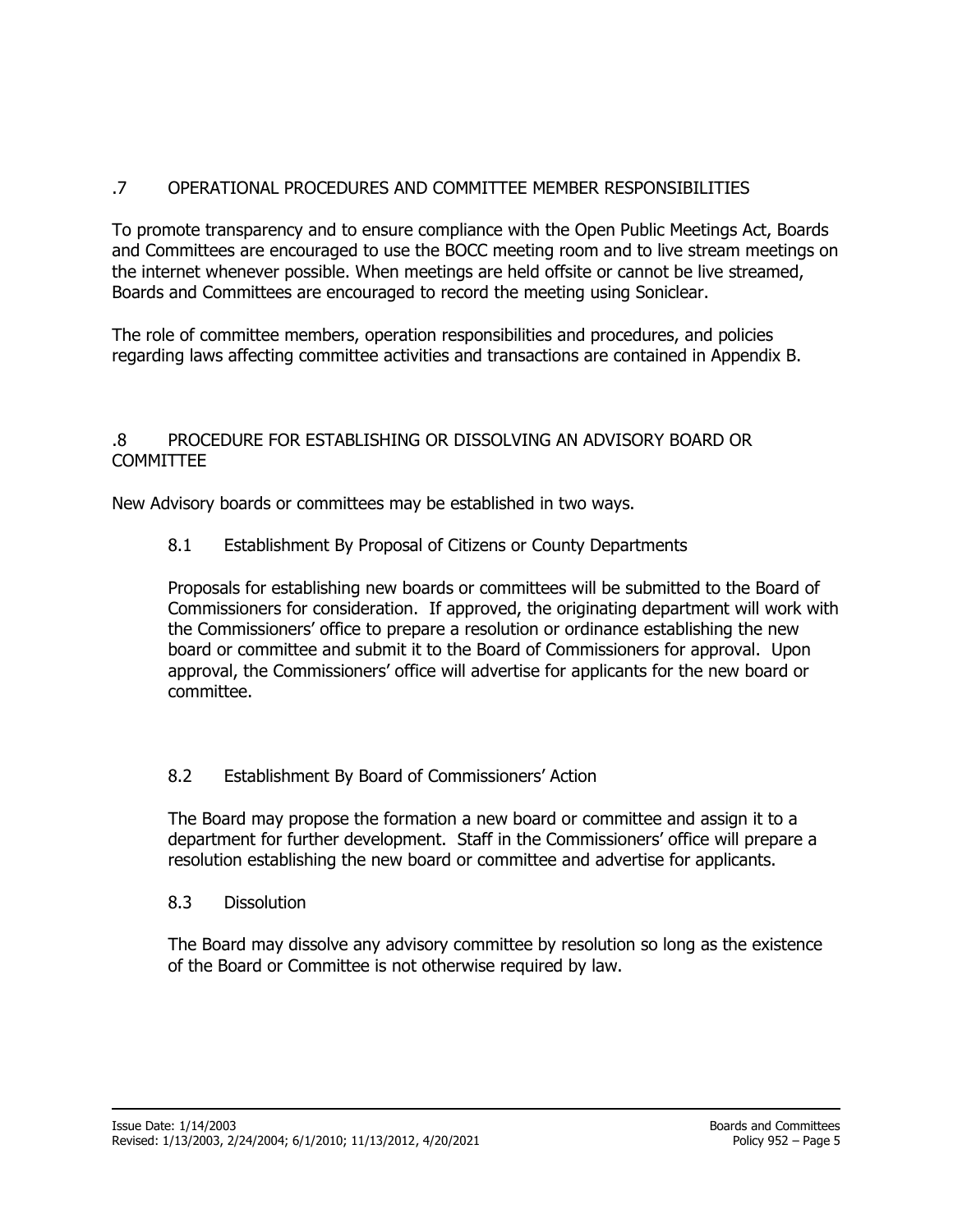## .7 OPERATIONAL PROCEDURES AND COMMITTEE MEMBER RESPONSIBILITIES

To promote transparency and to ensure compliance with the Open Public Meetings Act, Boards and Committees are encouraged to use the BOCC meeting room and to live stream meetings on the internet whenever possible. When meetings are held offsite or cannot be live streamed, Boards and Committees are encouraged to record the meeting using Soniclear.

The role of committee members, operation responsibilities and procedures, and policies regarding laws affecting committee activities and transactions are contained in Appendix B.

## .8 PROCEDURE FOR ESTABLISHING OR DISSOLVING AN ADVISORY BOARD OR COMMITTEE

New Advisory boards or committees may be established in two ways.

### 8.1 Establishment By Proposal of Citizens or County Departments

Proposals for establishing new boards or committees will be submitted to the Board of Commissioners for consideration. If approved, the originating department will work with the Commissioners' office to prepare a resolution or ordinance establishing the new board or committee and submit it to the Board of Commissioners for approval. Upon approval, the Commissioners' office will advertise for applicants for the new board or committee.

### 8.2 Establishment By Board of Commissioners' Action

The Board may propose the formation a new board or committee and assign it to a department for further development. Staff in the Commissioners' office will prepare a resolution establishing the new board or committee and advertise for applicants.

### 8.3 Dissolution

The Board may dissolve any advisory committee by resolution so long as the existence of the Board or Committee is not otherwise required by law.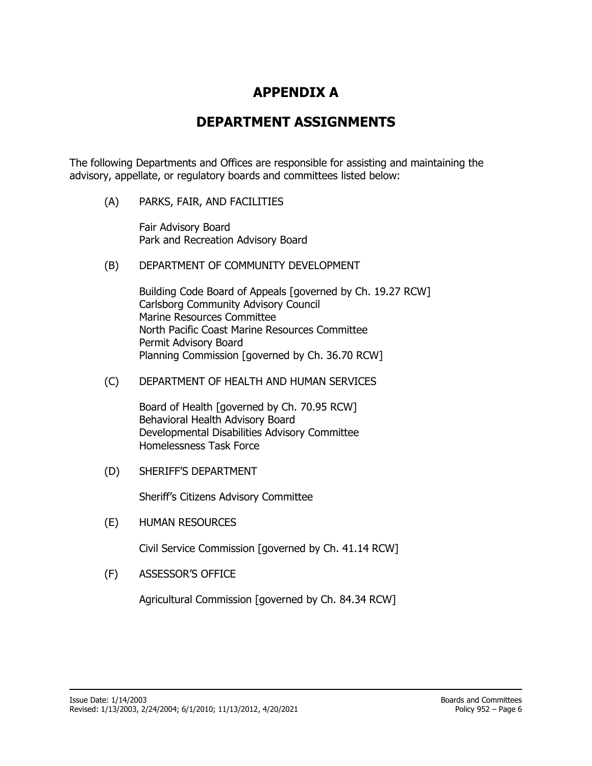# APPENDIX A

# DEPARTMENT ASSIGNMENTS

The following Departments and Offices are responsible for assisting and maintaining the advisory, appellate, or regulatory boards and committees listed below:

(A) PARKS, FAIR, AND FACILITIES

Fair Advisory Board
Park and Recreation Advisory Board

(B) DEPARTMENT OF COMMUNITY DEVELOPMENT

Building Code Board of Appeals [governed by Ch. 19.27 RCW]
Carlsborg Community Advisory Council
Marine Resources Committee
North Pacific Coast Marine Resources Committee
Permit Advisory Board
Planning Commission [governed by Ch. 36.70 RCW]

(C) DEPARTMENT OF HEALTH AND HUMAN SERVICES

Board of Health [governed by Ch. 70.95 RCW]
Behavioral Health Advisory Board
Developmental Disabilities Advisory Committee
Homelessness Task Force

(D) SHERIFF'S DEPARTMENT

Sheriff's Citizens Advisory Committee

(E) HUMAN RESOURCES

Civil Service Commission [governed by Ch. 41.14 RCW]

(F) ASSESSOR'S OFFICE

Agricultural Commission [governed by Ch. 84.34 RCW]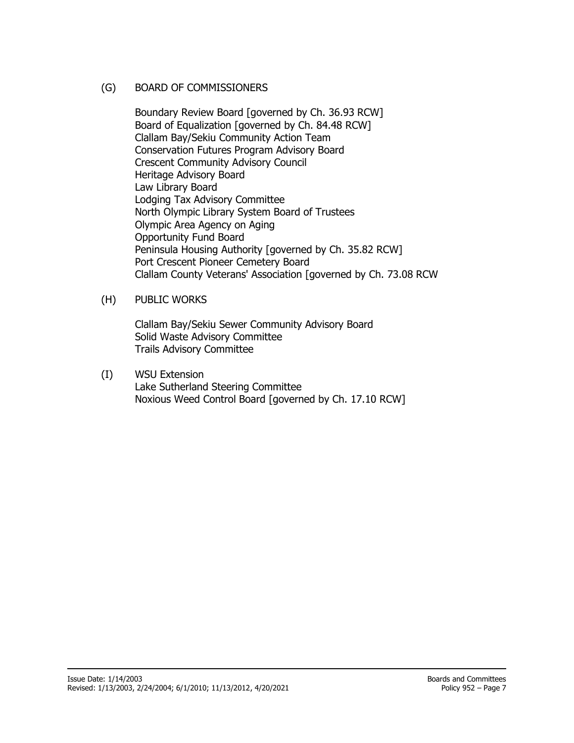(G) BOARD OF COMMISSIONERS

Boundary Review Board [governed by Ch. 36.93 RCW]
Board of Equalization [governed by Ch. 84.48 RCW]
Clallam Bay/Sekiu Community Action Team
Conservation Futures Program Advisory Board
Crescent Community Advisory Council
Heritage Advisory Board
Law Library Board
Lodging Tax Advisory Committee
North Olympic Library System Board of Trustees
Olympic Area Agency on Aging
Opportunity Fund Board
Peninsula Housing Authority [governed by Ch. 35.82 RCW]
Port Crescent Pioneer Cemetery Board
Clallam County Veterans' Association [governed by Ch. 73.08 RCW

(H) PUBLIC WORKS

Clallam Bay/Sekiu Sewer Community Advisory Board
Solid Waste Advisory Committee
Trails Advisory Committee

(I) WSU Extension
Lake Sutherland Steering Committee
Noxious Weed Control Board [governed by Ch. 17.10 RCW]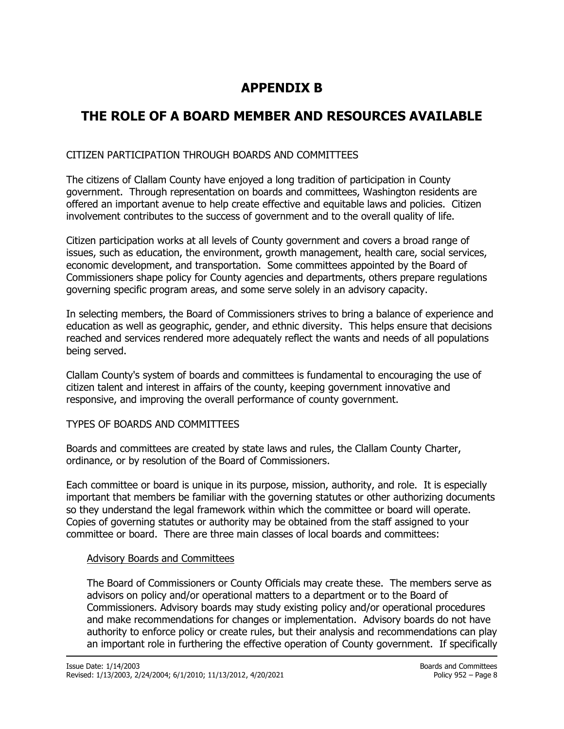# APPENDIX B

# THE ROLE OF A BOARD MEMBER AND RESOURCES AVAILABLE

CITIZEN PARTICIPATION THROUGH BOARDS AND COMMITTEES

The citizens of Clallam County have enjoyed a long tradition of participation in County government. Through representation on boards and committees, Washington residents are offered an important avenue to help create effective and equitable laws and policies. Citizen involvement contributes to the success of government and to the overall quality of life.

Citizen participation works at all levels of County government and covers a broad range of issues, such as education, the environment, growth management, health care, social services, economic development, and transportation. Some committees appointed by the Board of Commissioners shape policy for County agencies and departments, others prepare regulations governing specific program areas, and some serve solely in an advisory capacity.

In selecting members, the Board of Commissioners strives to bring a balance of experience and education as well as geographic, gender, and ethnic diversity. This helps ensure that decisions reached and services rendered more adequately reflect the wants and needs of all populations being served.

Clallam County's system of boards and committees is fundamental to encouraging the use of citizen talent and interest in affairs of the county, keeping government innovative and responsive, and improving the overall performance of county government.

TYPES OF BOARDS AND COMMITTEES

Boards and committees are created by state laws and rules, the Clallam County Charter, ordinance, or by resolution of the Board of Commissioners.

Each committee or board is unique in its purpose, mission, authority, and role. It is especially important that members be familiar with the governing statutes or other authorizing documents so they understand the legal framework within which the committee or board will operate. Copies of governing statutes or authority may be obtained from the staff assigned to your committee or board. There are three main classes of local boards and committees:

Advisory Boards and Committees

The Board of Commissioners or County Officials may create these. The members serve as advisors on policy and/or operational matters to a department or to the Board of Commissioners. Advisory boards may study existing policy and/or operational procedures and make recommendations for changes or implementation. Advisory boards do not have authority to enforce policy or create rules, but their analysis and recommendations can play an important role in furthering the effective operation of County government. If specifically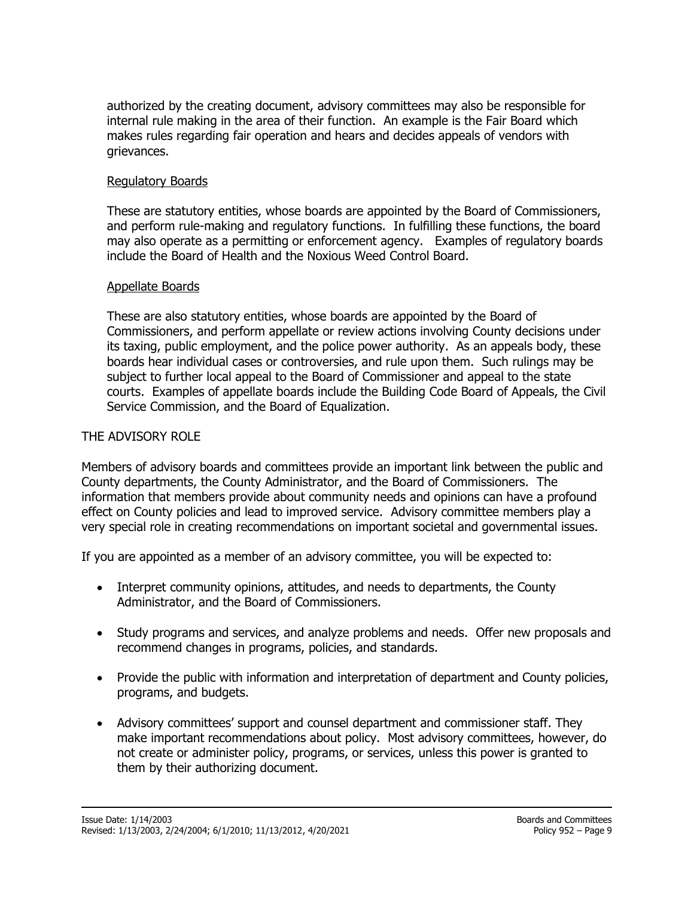authorized by the creating document, advisory committees may also be responsible for internal rule making in the area of their function. An example is the Fair Board which makes rules regarding fair operation and hears and decides appeals of vendors with grievances.

Regulatory Boards

These are statutory entities, whose boards are appointed by the Board of Commissioners, and perform rule-making and regulatory functions. In fulfilling these functions, the board may also operate as a permitting or enforcement agency. Examples of regulatory boards include the Board of Health and the Noxious Weed Control Board.

Appellate Boards

These are also statutory entities, whose boards are appointed by the Board of Commissioners, and perform appellate or review actions involving County decisions under its taxing, public employment, and the police power authority. As an appeals body, these boards hear individual cases or controversies, and rule upon them. Such rulings may be subject to further local appeal to the Board of Commissioner and appeal to the state courts. Examples of appellate boards include the Building Code Board of Appeals, the Civil Service Commission, and the Board of Equalization.

## THE ADVISORY ROLE

Members of advisory boards and committees provide an important link between the public and County departments, the County Administrator, and the Board of Commissioners. The information that members provide about community needs and opinions can have a profound effect on County policies and lead to improved service. Advisory committee members play a very special role in creating recommendations on important societal and governmental issues.

If you are appointed as a member of an advisory committee, you will be expected to:

- Interpret community opinions, attitudes, and needs to departments, the County Administrator, and the Board of Commissioners.
- Study programs and services, and analyze problems and needs. Offer new proposals and recommend changes in programs, policies, and standards.
- Provide the public with information and interpretation of department and County policies, programs, and budgets.
- Advisory committees' support and counsel department and commissioner staff. They make important recommendations about policy. Most advisory committees, however, do not create or administer policy, programs, or services, unless this power is granted to them by their authorizing document.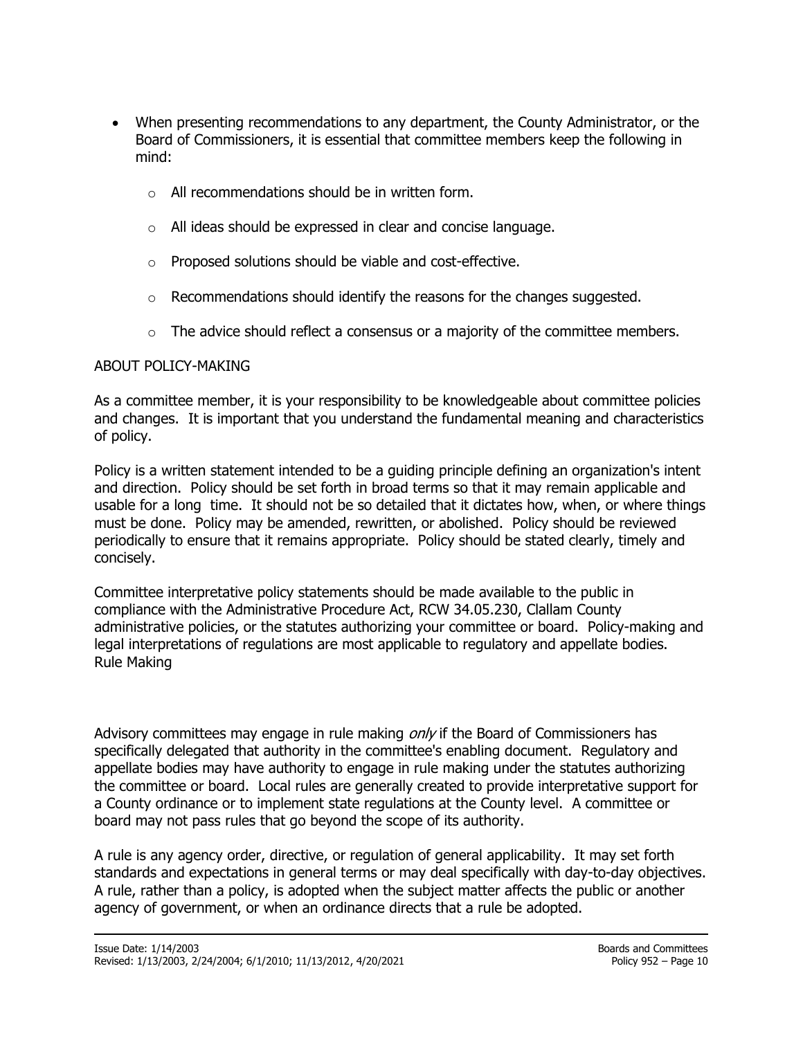- When presenting recommendations to any department, the County Administrator, or the Board of Commissioners, it is essential that committee members keep the following in mind:
  - All recommendations should be in written form.
  - All ideas should be expressed in clear and concise language.
  - Proposed solutions should be viable and cost-effective.
  - Recommendations should identify the reasons for the changes suggested.
  - The advice should reflect a consensus or a majority of the committee members.

## ABOUT POLICY-MAKING

As a committee member, it is your responsibility to be knowledgeable about committee policies and changes. It is important that you understand the fundamental meaning and characteristics of policy.

Policy is a written statement intended to be a guiding principle defining an organization's intent and direction. Policy should be set forth in broad terms so that it may remain applicable and usable for a long time. It should not be so detailed that it dictates how, when, or where things must be done. Policy may be amended, rewritten, or abolished. Policy should be reviewed periodically to ensure that it remains appropriate. Policy should be stated clearly, timely and concisely.

Committee interpretative policy statements should be made available to the public in compliance with the Administrative Procedure Act, RCW 34.05.230, Clallam County administrative policies, or the statutes authorizing your committee or board. Policy-making and legal interpretations of regulations are most applicable to regulatory and appellate bodies.
Rule Making

Advisory committees may engage in rule making *only* if the Board of Commissioners has specifically delegated that authority in the committee's enabling document. Regulatory and appellate bodies may have authority to engage in rule making under the statutes authorizing the committee or board. Local rules are generally created to provide interpretative support for a County ordinance or to implement state regulations at the County level. A committee or board may not pass rules that go beyond the scope of its authority.

A rule is any agency order, directive, or regulation of general applicability. It may set forth standards and expectations in general terms or may deal specifically with day-to-day objectives. A rule, rather than a policy, is adopted when the subject matter affects the public or another agency of government, or when an ordinance directs that a rule be adopted.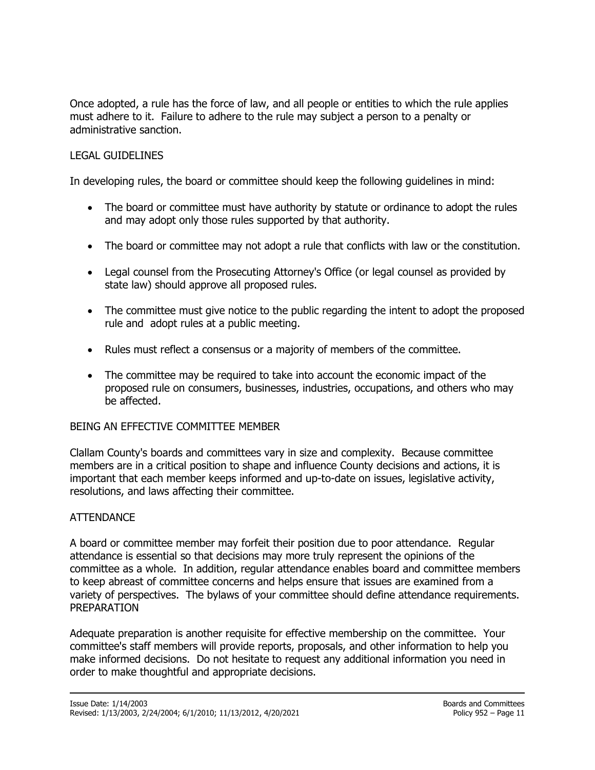Once adopted, a rule has the force of law, and all people or entities to which the rule applies must adhere to it. Failure to adhere to the rule may subject a person to a penalty or administrative sanction.

## LEGAL GUIDELINES

In developing rules, the board or committee should keep the following guidelines in mind:

- The board or committee must have authority by statute or ordinance to adopt the rules and may adopt only those rules supported by that authority.
- The board or committee may not adopt a rule that conflicts with law or the constitution.
- Legal counsel from the Prosecuting Attorney's Office (or legal counsel as provided by state law) should approve all proposed rules.
- The committee must give notice to the public regarding the intent to adopt the proposed rule and adopt rules at a public meeting.
- Rules must reflect a consensus or a majority of members of the committee.
- The committee may be required to take into account the economic impact of the proposed rule on consumers, businesses, industries, occupations, and others who may be affected.

## BEING AN EFFECTIVE COMMITTEE MEMBER

Clallam County's boards and committees vary in size and complexity. Because committee members are in a critical position to shape and influence County decisions and actions, it is important that each member keeps informed and up-to-date on issues, legislative activity, resolutions, and laws affecting their committee.

## ATTENDANCE

A board or committee member may forfeit their position due to poor attendance. Regular attendance is essential so that decisions may more truly represent the opinions of the committee as a whole. In addition, regular attendance enables board and committee members to keep abreast of committee concerns and helps ensure that issues are examined from a variety of perspectives. The bylaws of your committee should define attendance requirements.

## PREPARATION

Adequate preparation is another requisite for effective membership on the committee. Your committee's staff members will provide reports, proposals, and other information to help you make informed decisions. Do not hesitate to request any additional information you need in order to make thoughtful and appropriate decisions.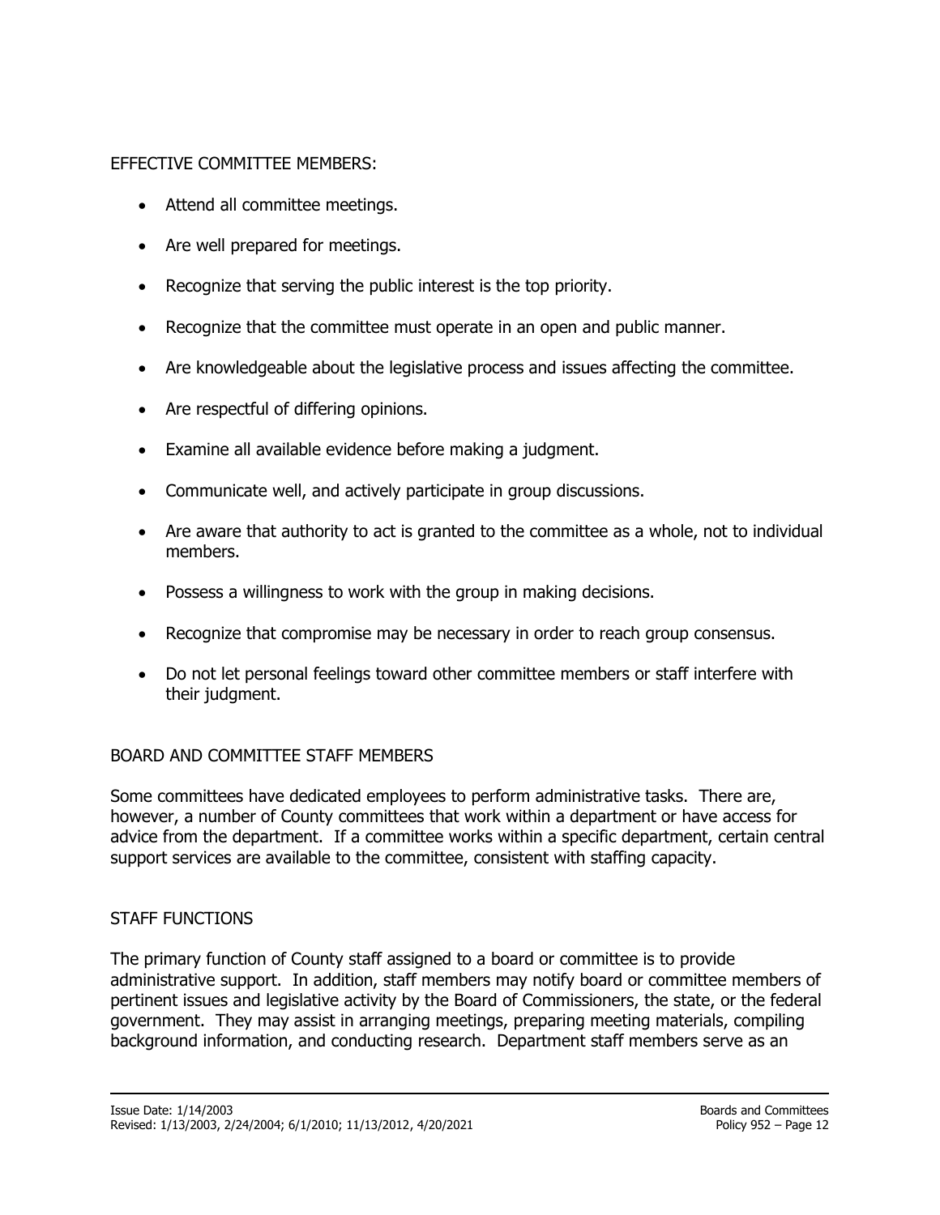## EFFECTIVE COMMITTEE MEMBERS:

- Attend all committee meetings.
- Are well prepared for meetings.
- Recognize that serving the public interest is the top priority.
- Recognize that the committee must operate in an open and public manner.
- Are knowledgeable about the legislative process and issues affecting the committee.
- Are respectful of differing opinions.
- Examine all available evidence before making a judgment.
- Communicate well, and actively participate in group discussions.
- Are aware that authority to act is granted to the committee as a whole, not to individual members.
- Possess a willingness to work with the group in making decisions.
- Recognize that compromise may be necessary in order to reach group consensus.
- Do not let personal feelings toward other committee members or staff interfere with their judgment.

## BOARD AND COMMITTEE STAFF MEMBERS

Some committees have dedicated employees to perform administrative tasks. There are, however, a number of County committees that work within a department or have access for advice from the department. If a committee works within a specific department, certain central support services are available to the committee, consistent with staffing capacity.

## STAFF FUNCTIONS

The primary function of County staff assigned to a board or committee is to provide administrative support. In addition, staff members may notify board or committee members of pertinent issues and legislative activity by the Board of Commissioners, the state, or the federal government. They may assist in arranging meetings, preparing meeting materials, compiling background information, and conducting research. Department staff members serve as an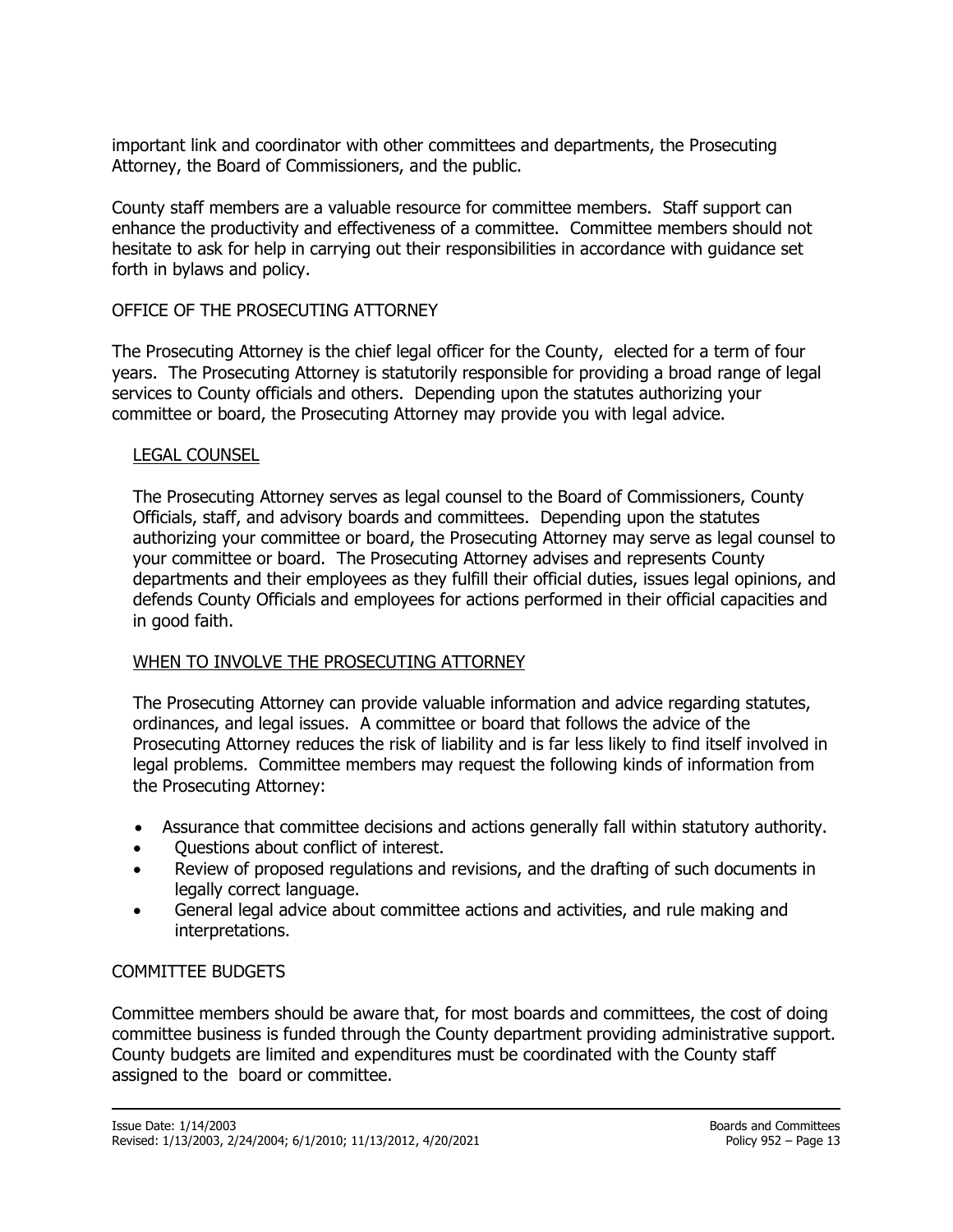important link and coordinator with other committees and departments, the Prosecuting Attorney, the Board of Commissioners, and the public.

County staff members are a valuable resource for committee members. Staff support can enhance the productivity and effectiveness of a committee. Committee members should not hesitate to ask for help in carrying out their responsibilities in accordance with guidance set forth in bylaws and policy.

## OFFICE OF THE PROSECUTING ATTORNEY

The Prosecuting Attorney is the chief legal officer for the County, elected for a term of four years. The Prosecuting Attorney is statutorily responsible for providing a broad range of legal services to County officials and others. Depending upon the statutes authorizing your committee or board, the Prosecuting Attorney may provide you with legal advice.

### LEGAL COUNSEL

The Prosecuting Attorney serves as legal counsel to the Board of Commissioners, County Officials, staff, and advisory boards and committees. Depending upon the statutes authorizing your committee or board, the Prosecuting Attorney may serve as legal counsel to your committee or board. The Prosecuting Attorney advises and represents County departments and their employees as they fulfill their official duties, issues legal opinions, and defends County Officials and employees for actions performed in their official capacities and in good faith.

### WHEN TO INVOLVE THE PROSECUTING ATTORNEY

The Prosecuting Attorney can provide valuable information and advice regarding statutes, ordinances, and legal issues. A committee or board that follows the advice of the Prosecuting Attorney reduces the risk of liability and is far less likely to find itself involved in legal problems. Committee members may request the following kinds of information from the Prosecuting Attorney:

- Assurance that committee decisions and actions generally fall within statutory authority.
- Questions about conflict of interest.
- Review of proposed regulations and revisions, and the drafting of such documents in legally correct language.
- General legal advice about committee actions and activities, and rule making and interpretations.

## COMMITTEE BUDGETS

Committee members should be aware that, for most boards and committees, the cost of doing committee business is funded through the County department providing administrative support. County budgets are limited and expenditures must be coordinated with the County staff assigned to the board or committee.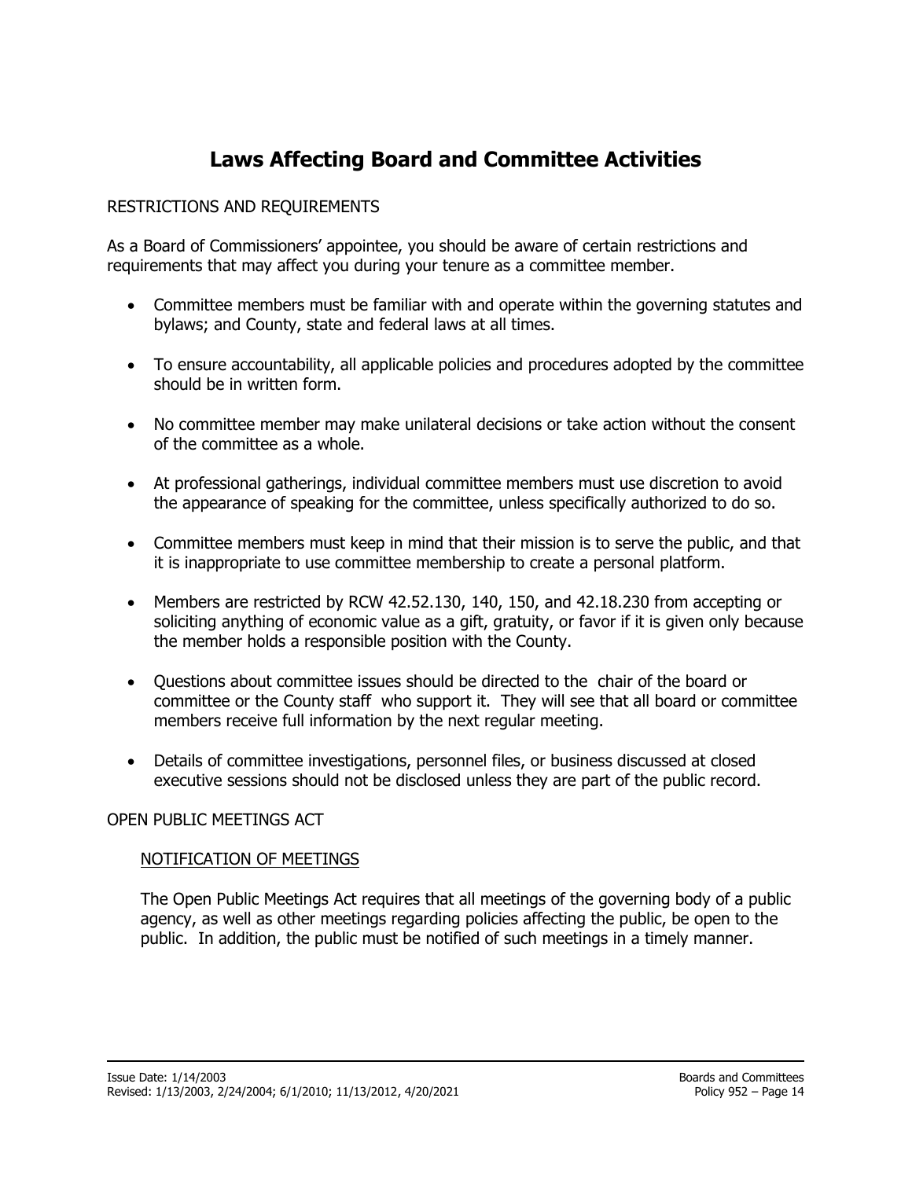# Laws Affecting Board and Committee Activities

RESTRICTIONS AND REQUIREMENTS

As a Board of Commissioners' appointee, you should be aware of certain restrictions and requirements that may affect you during your tenure as a committee member.

- Committee members must be familiar with and operate within the governing statutes and bylaws; and County, state and federal laws at all times.
- To ensure accountability, all applicable policies and procedures adopted by the committee should be in written form.
- No committee member may make unilateral decisions or take action without the consent of the committee as a whole.
- At professional gatherings, individual committee members must use discretion to avoid the appearance of speaking for the committee, unless specifically authorized to do so.
- Committee members must keep in mind that their mission is to serve the public, and that it is inappropriate to use committee membership to create a personal platform.
- Members are restricted by RCW 42.52.130, 140, 150, and 42.18.230 from accepting or soliciting anything of economic value as a gift, gratuity, or favor if it is given only because the member holds a responsible position with the County.
- Questions about committee issues should be directed to the chair of the board or committee or the County staff who support it. They will see that all board or committee members receive full information by the next regular meeting.
- Details of committee investigations, personnel files, or business discussed at closed executive sessions should not be disclosed unless they are part of the public record.

OPEN PUBLIC MEETINGS ACT

<u>NOTIFICATION OF MEETINGS</u>

The Open Public Meetings Act requires that all meetings of the governing body of a public agency, as well as other meetings regarding policies affecting the public, be open to the public. In addition, the public must be notified of such meetings in a timely manner.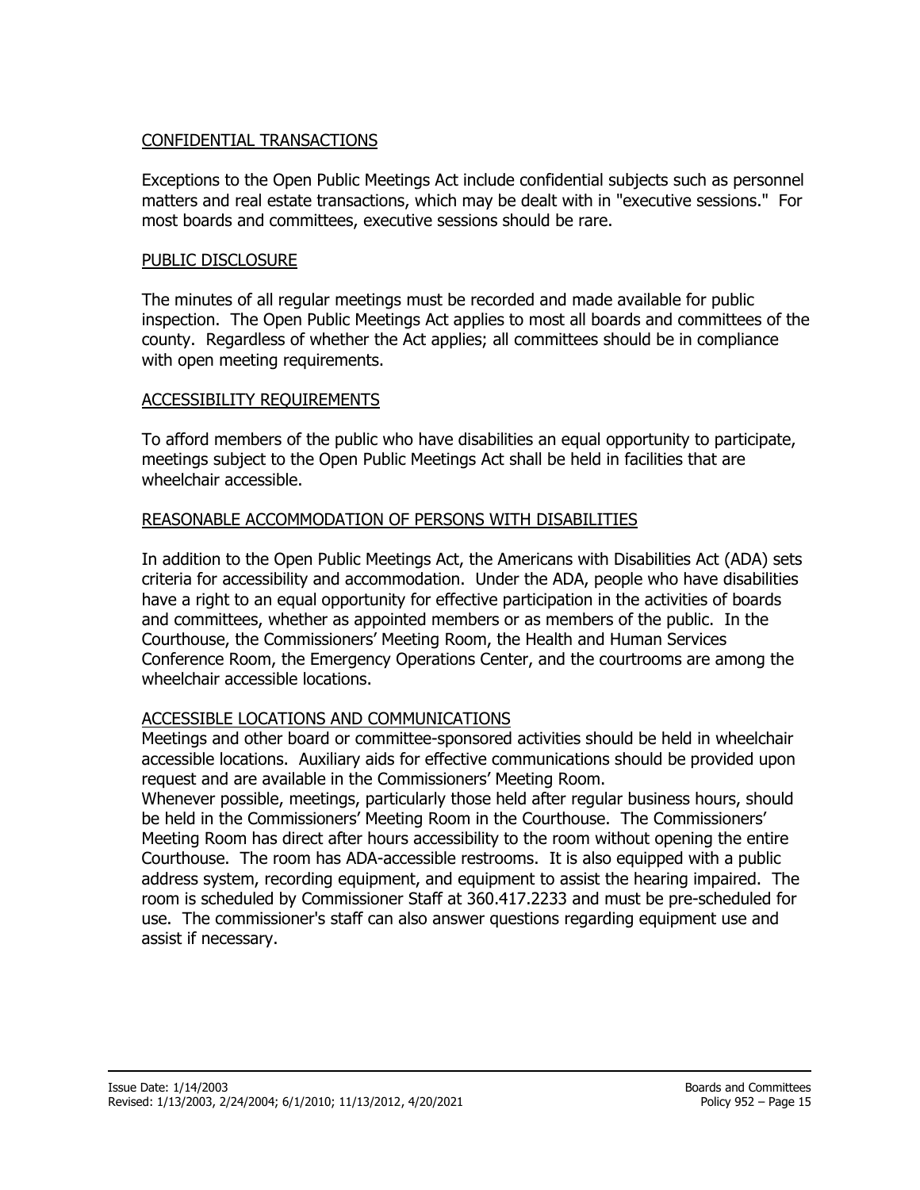## CONFIDENTIAL TRANSACTIONS

Exceptions to the Open Public Meetings Act include confidential subjects such as personnel matters and real estate transactions, which may be dealt with in "executive sessions." For most boards and committees, executive sessions should be rare.

## PUBLIC DISCLOSURE

The minutes of all regular meetings must be recorded and made available for public inspection. The Open Public Meetings Act applies to most all boards and committees of the county. Regardless of whether the Act applies; all committees should be in compliance with open meeting requirements.

## ACCESSIBILITY REQUIREMENTS

To afford members of the public who have disabilities an equal opportunity to participate, meetings subject to the Open Public Meetings Act shall be held in facilities that are wheelchair accessible.

## REASONABLE ACCOMMODATION OF PERSONS WITH DISABILITIES

In addition to the Open Public Meetings Act, the Americans with Disabilities Act (ADA) sets criteria for accessibility and accommodation. Under the ADA, people who have disabilities have a right to an equal opportunity for effective participation in the activities of boards and committees, whether as appointed members or as members of the public. In the Courthouse, the Commissioners' Meeting Room, the Health and Human Services Conference Room, the Emergency Operations Center, and the courtrooms are among the wheelchair accessible locations.

## ACCESSIBLE LOCATIONS AND COMMUNICATIONS

Meetings and other board or committee-sponsored activities should be held in wheelchair accessible locations. Auxiliary aids for effective communications should be provided upon request and are available in the Commissioners' Meeting Room.

Whenever possible, meetings, particularly those held after regular business hours, should be held in the Commissioners' Meeting Room in the Courthouse. The Commissioners' Meeting Room has direct after hours accessibility to the room without opening the entire Courthouse. The room has ADA-accessible restrooms. It is also equipped with a public address system, recording equipment, and equipment to assist the hearing impaired. The room is scheduled by Commissioner Staff at 360.417.2233 and must be pre-scheduled for use. The commissioner's staff can also answer questions regarding equipment use and assist if necessary.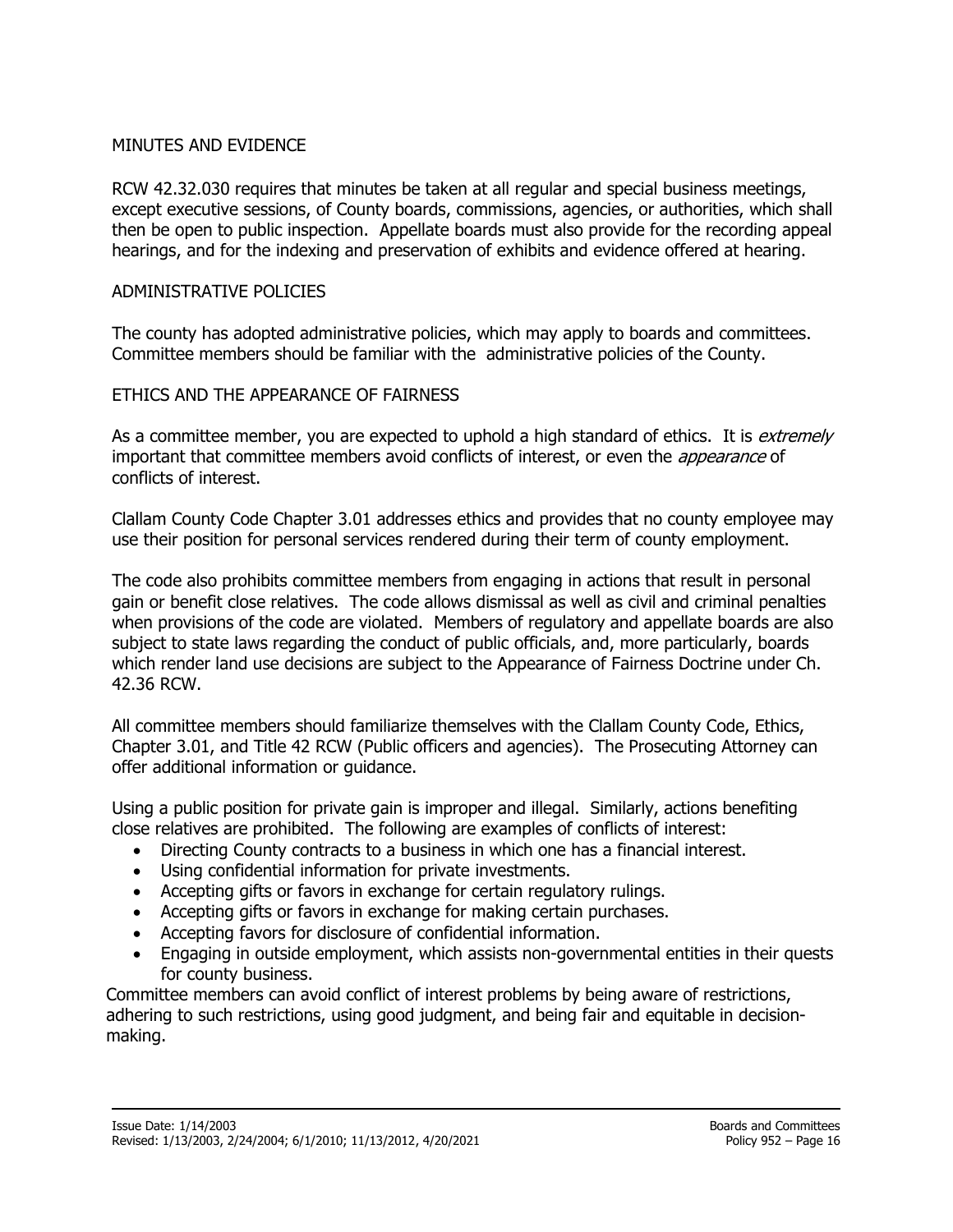## MINUTES AND EVIDENCE

RCW 42.32.030 requires that minutes be taken at all regular and special business meetings, except executive sessions, of County boards, commissions, agencies, or authorities, which shall then be open to public inspection. Appellate boards must also provide for the recording appeal hearings, and for the indexing and preservation of exhibits and evidence offered at hearing.

## ADMINISTRATIVE POLICIES

The county has adopted administrative policies, which may apply to boards and committees. Committee members should be familiar with the administrative policies of the County.

## ETHICS AND THE APPEARANCE OF FAIRNESS

As a committee member, you are expected to uphold a high standard of ethics. It is *extremely* important that committee members avoid conflicts of interest, or even the *appearance* of conflicts of interest.

Clallam County Code Chapter 3.01 addresses ethics and provides that no county employee may use their position for personal services rendered during their term of county employment.

The code also prohibits committee members from engaging in actions that result in personal gain or benefit close relatives. The code allows dismissal as well as civil and criminal penalties when provisions of the code are violated. Members of regulatory and appellate boards are also subject to state laws regarding the conduct of public officials, and, more particularly, boards which render land use decisions are subject to the Appearance of Fairness Doctrine under Ch. 42.36 RCW.

All committee members should familiarize themselves with the Clallam County Code, Ethics, Chapter 3.01, and Title 42 RCW (Public officers and agencies). The Prosecuting Attorney can offer additional information or guidance.

Using a public position for private gain is improper and illegal. Similarly, actions benefiting close relatives are prohibited. The following are examples of conflicts of interest:

- Directing County contracts to a business in which one has a financial interest.
- Using confidential information for private investments.
- Accepting gifts or favors in exchange for certain regulatory rulings.
- Accepting gifts or favors in exchange for making certain purchases.
- Accepting favors for disclosure of confidential information.
- Engaging in outside employment, which assists non-governmental entities in their quests for county business.

Committee members can avoid conflict of interest problems by being aware of restrictions, adhering to such restrictions, using good judgment, and being fair and equitable in decision-making.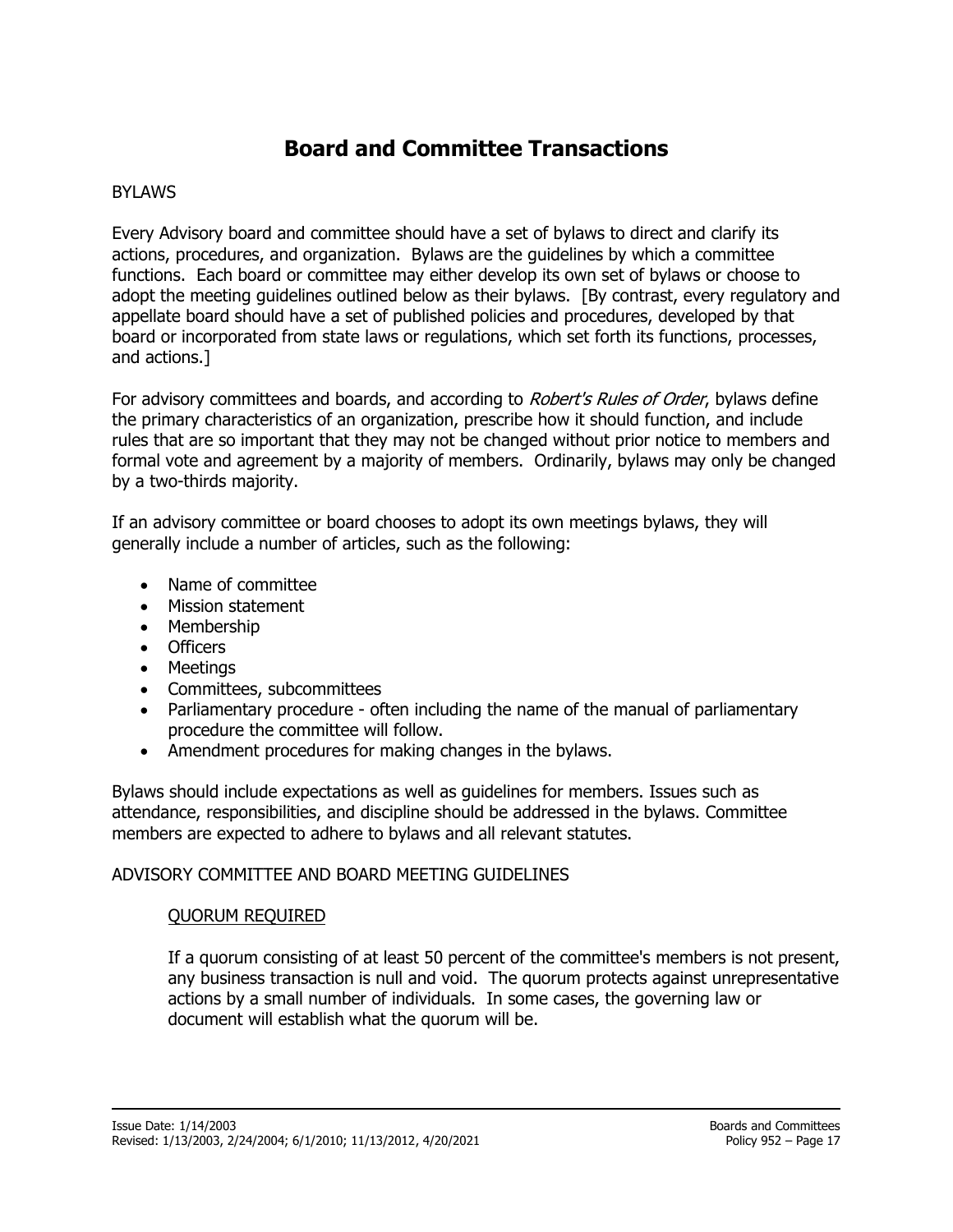# Board and Committee Transactions

BYLAWS

Every Advisory board and committee should have a set of bylaws to direct and clarify its actions, procedures, and organization. Bylaws are the guidelines by which a committee functions. Each board or committee may either develop its own set of bylaws or choose to adopt the meeting guidelines outlined below as their bylaws. [By contrast, every regulatory and appellate board should have a set of published policies and procedures, developed by that board or incorporated from state laws or regulations, which set forth its functions, processes, and actions.]

For advisory committees and boards, and according to *Robert's Rules of Order*, bylaws define the primary characteristics of an organization, prescribe how it should function, and include rules that are so important that they may not be changed without prior notice to members and formal vote and agreement by a majority of members. Ordinarily, bylaws may only be changed by a two-thirds majority.

If an advisory committee or board chooses to adopt its own meetings bylaws, they will generally include a number of articles, such as the following:

- Name of committee
- Mission statement
- Membership
- Officers
- Meetings
- Committees, subcommittees
- Parliamentary procedure - often including the name of the manual of parliamentary procedure the committee will follow.
- Amendment procedures for making changes in the bylaws.

Bylaws should include expectations as well as guidelines for members. Issues such as attendance, responsibilities, and discipline should be addressed in the bylaws. Committee members are expected to adhere to bylaws and all relevant statutes.

ADVISORY COMMITTEE AND BOARD MEETING GUIDELINES

QUORUM REQUIRED

If a quorum consisting of at least 50 percent of the committee's members is not present, any business transaction is null and void. The quorum protects against unrepresentative actions by a small number of individuals. In some cases, the governing law or document will establish what the quorum will be.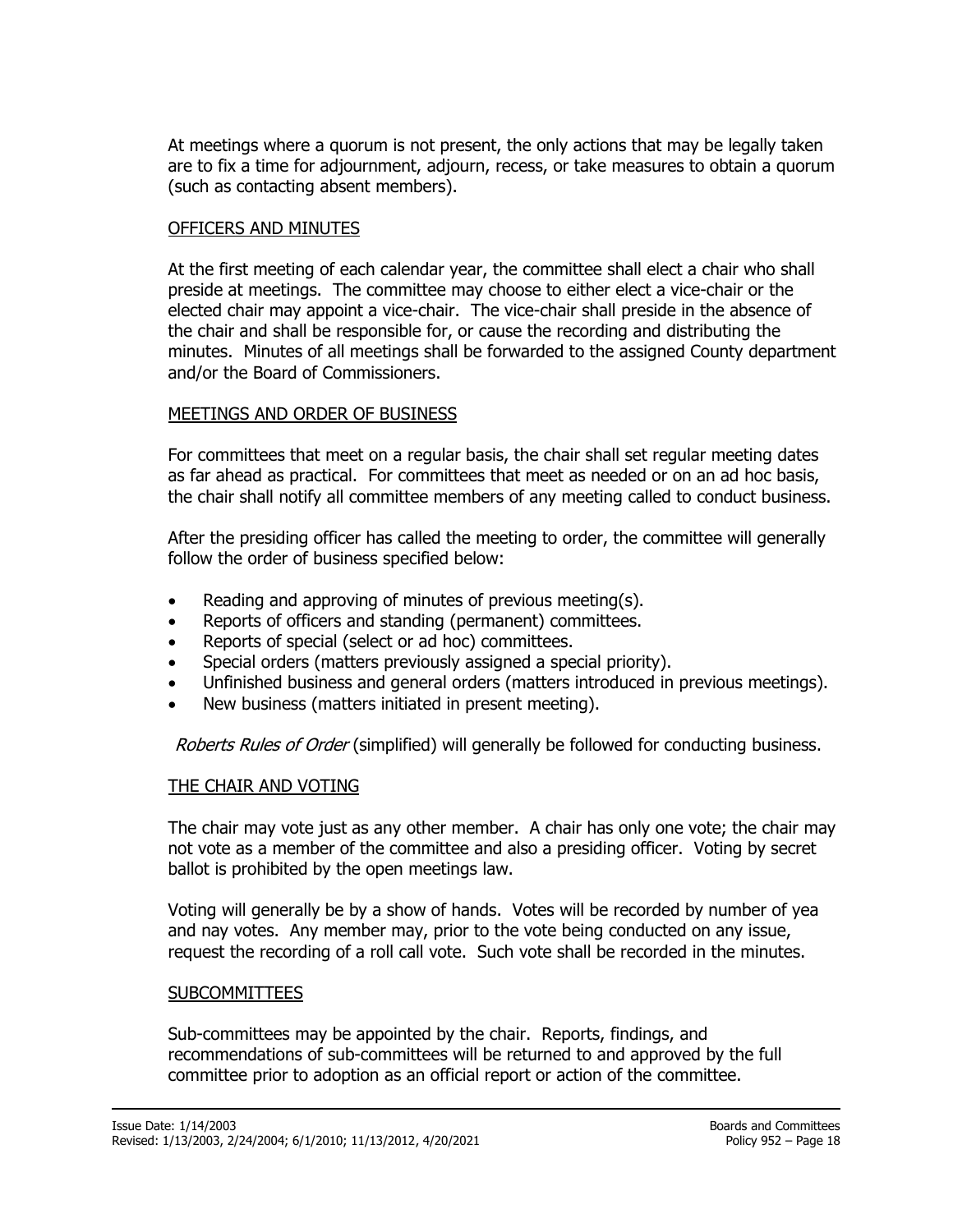At meetings where a quorum is not present, the only actions that may be legally taken are to fix a time for adjournment, adjourn, recess, or take measures to obtain a quorum (such as contacting absent members).

## OFFICERS AND MINUTES

At the first meeting of each calendar year, the committee shall elect a chair who shall preside at meetings. The committee may choose to either elect a vice-chair or the elected chair may appoint a vice-chair. The vice-chair shall preside in the absence of the chair and shall be responsible for, or cause the recording and distributing the minutes. Minutes of all meetings shall be forwarded to the assigned County department and/or the Board of Commissioners.

## MEETINGS AND ORDER OF BUSINESS

For committees that meet on a regular basis, the chair shall set regular meeting dates as far ahead as practical. For committees that meet as needed or on an ad hoc basis, the chair shall notify all committee members of any meeting called to conduct business.

After the presiding officer has called the meeting to order, the committee will generally follow the order of business specified below:

- Reading and approving of minutes of previous meeting(s).
- Reports of officers and standing (permanent) committees.
- Reports of special (select or ad hoc) committees.
- Special orders (matters previously assigned a special priority).
- Unfinished business and general orders (matters introduced in previous meetings).
- New business (matters initiated in present meeting).

*Roberts Rules of Order* (simplified) will generally be followed for conducting business.

## THE CHAIR AND VOTING

The chair may vote just as any other member. A chair has only one vote; the chair may not vote as a member of the committee and also a presiding officer. Voting by secret ballot is prohibited by the open meetings law.

Voting will generally be by a show of hands. Votes will be recorded by number of yea and nay votes. Any member may, prior to the vote being conducted on any issue, request the recording of a roll call vote. Such vote shall be recorded in the minutes.

## SUBCOMMITTEES

Sub-committees may be appointed by the chair. Reports, findings, and recommendations of sub-committees will be returned to and approved by the full committee prior to adoption as an official report or action of the committee.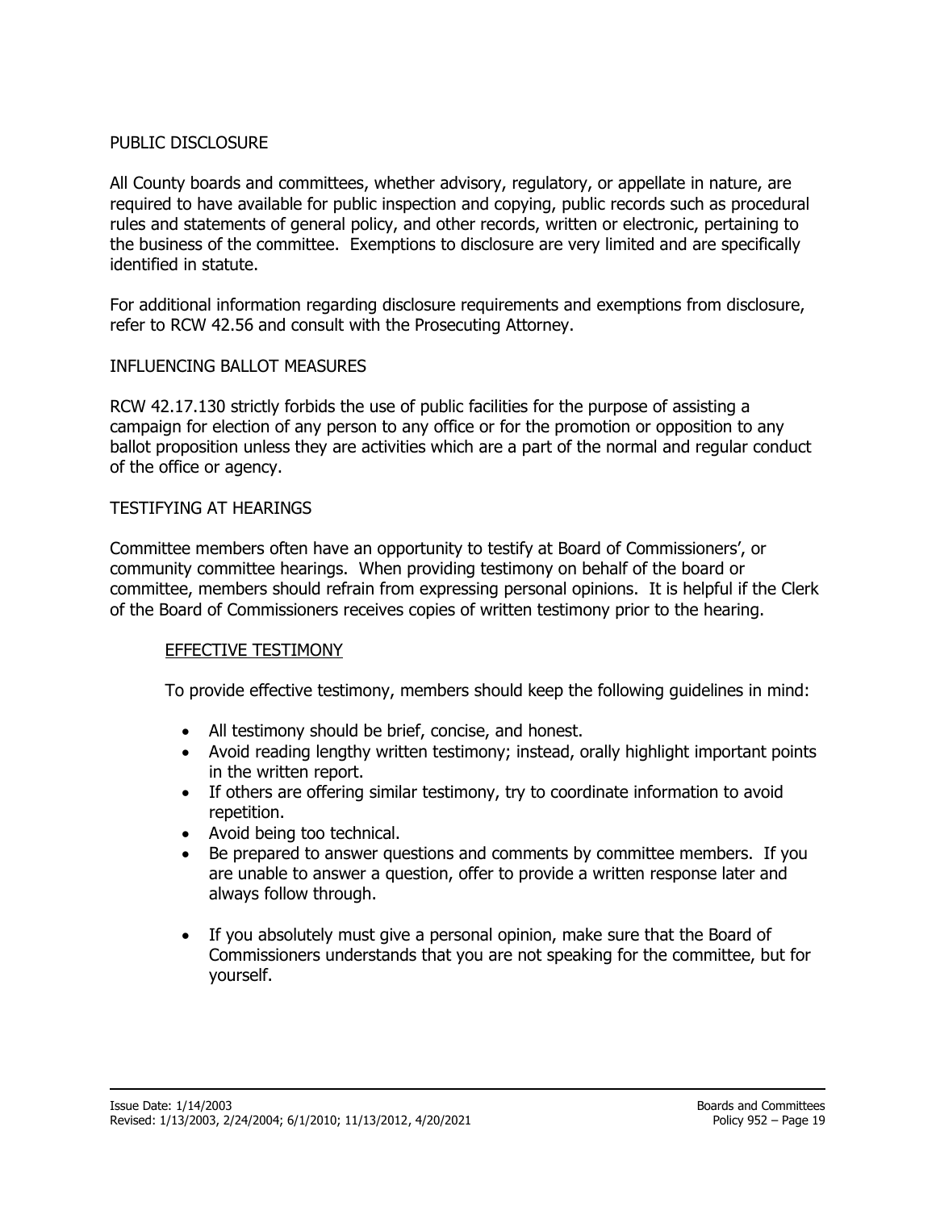## PUBLIC DISCLOSURE

All County boards and committees, whether advisory, regulatory, or appellate in nature, are required to have available for public inspection and copying, public records such as procedural rules and statements of general policy, and other records, written or electronic, pertaining to the business of the committee. Exemptions to disclosure are very limited and are specifically identified in statute.

For additional information regarding disclosure requirements and exemptions from disclosure, refer to RCW 42.56 and consult with the Prosecuting Attorney.

## INFLUENCING BALLOT MEASURES

RCW 42.17.130 strictly forbids the use of public facilities for the purpose of assisting a campaign for election of any person to any office or for the promotion or opposition to any ballot proposition unless they are activities which are a part of the normal and regular conduct of the office or agency.

## TESTIFYING AT HEARINGS

Committee members often have an opportunity to testify at Board of Commissioners', or community committee hearings. When providing testimony on behalf of the board or committee, members should refrain from expressing personal opinions. It is helpful if the Clerk of the Board of Commissioners receives copies of written testimony prior to the hearing.

### EFFECTIVE TESTIMONY

To provide effective testimony, members should keep the following guidelines in mind:

- All testimony should be brief, concise, and honest.
- Avoid reading lengthy written testimony; instead, orally highlight important points in the written report.
- If others are offering similar testimony, try to coordinate information to avoid repetition.
- Avoid being too technical.
- Be prepared to answer questions and comments by committee members. If you are unable to answer a question, offer to provide a written response later and always follow through.
- If you absolutely must give a personal opinion, make sure that the Board of Commissioners understands that you are not speaking for the committee, but for yourself.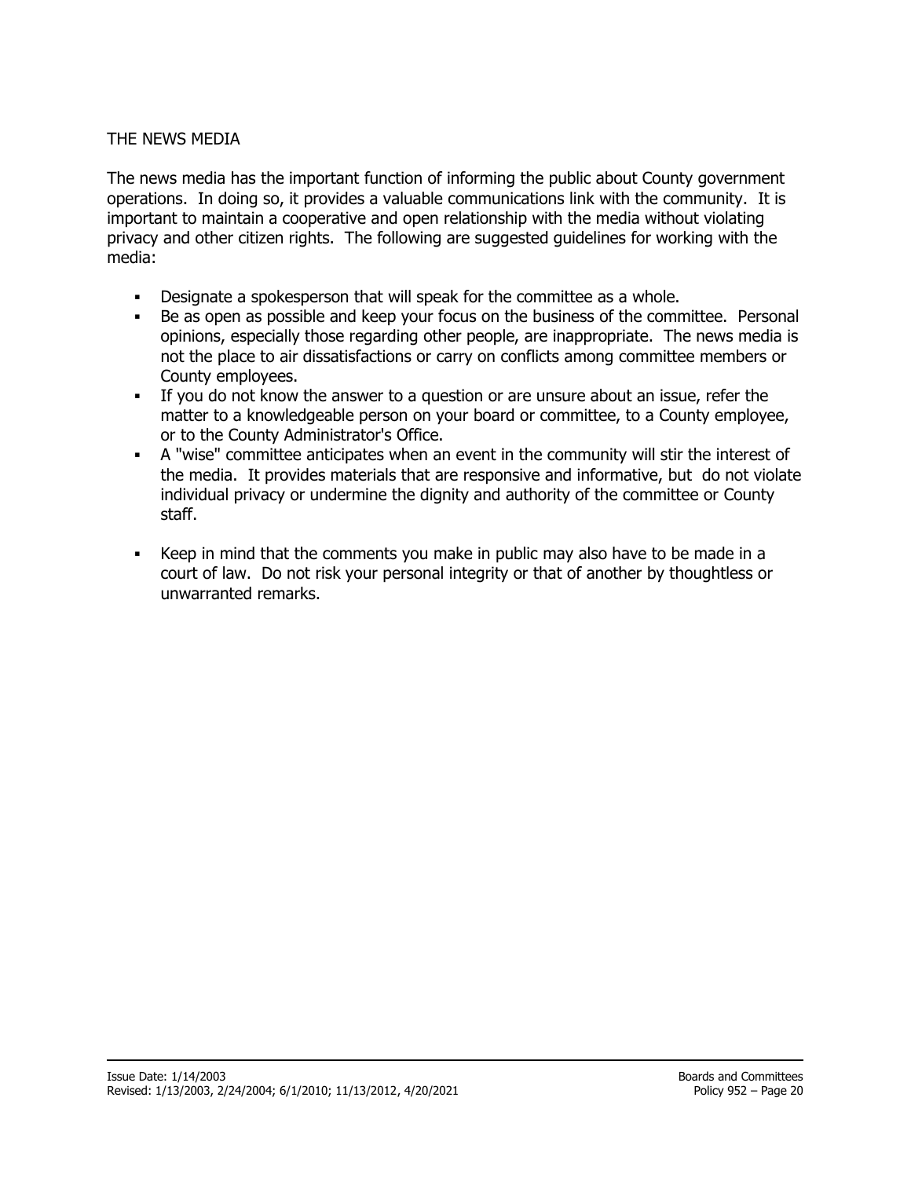## THE NEWS MEDIA

The news media has the important function of informing the public about County government operations. In doing so, it provides a valuable communications link with the community. It is important to maintain a cooperative and open relationship with the media without violating privacy and other citizen rights. The following are suggested guidelines for working with the media:

- Designate a spokesperson that will speak for the committee as a whole.
- Be as open as possible and keep your focus on the business of the committee. Personal opinions, especially those regarding other people, are inappropriate. The news media is not the place to air dissatisfactions or carry on conflicts among committee members or County employees.
- If you do not know the answer to a question or are unsure about an issue, refer the matter to a knowledgeable person on your board or committee, to a County employee, or to the County Administrator's Office.
- A "wise" committee anticipates when an event in the community will stir the interest of the media. It provides materials that are responsive and informative, but do not violate individual privacy or undermine the dignity and authority of the committee or County staff.
- Keep in mind that the comments you make in public may also have to be made in a court of law. Do not risk your personal integrity or that of another by thoughtless or unwarranted remarks.